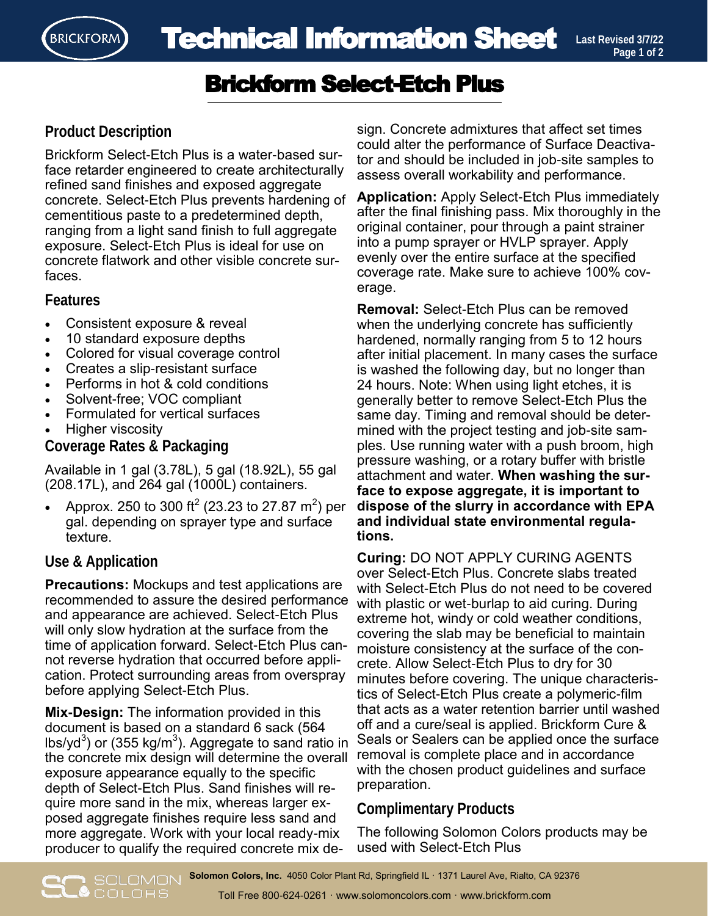# Technical Information Sheet

# Brickform Select-Etch Plus

## Product Description

Brickform Select-Etch Plus is a water-based surface retarder engineered to create architecturally refined sand finishes and exposed aggregate concrete. Select-Etch Plus prevents hardening of cementitious paste to a predetermined depth, ranging from a light sand finish to full aggregate exposure. Select-Etch Plus is ideal for use on concrete flatwork and other visible concrete surfaces.

## Features

- Consistent exposure & reveal
- 10 standard exposure depths
- Colored for visual coverage control
- Creates a slip-resistant surface
- Performs in hot & cold conditions
- Solvent-free; VOC compliant
- Formulated for vertical surfaces
- Higher viscosity

## Coverage Rates & Packaging

Available in 1 gal (3.78L), 5 gal (18.92L), 55 gal (208.17L), and 264 gal (1000L) containers.

- Approx. 250 to 300 ft$^2$ (23.23 to 27.87 m$^2$) per gal. depending on sprayer type and surface texture.

## Use & Application

**Precautions:** Mockups and test applications are recommended to assure the desired performance and appearance are achieved. Select-Etch Plus will only slow hydration at the surface from the time of application forward. Select-Etch Plus cannot reverse hydration that occurred before application. Protect surrounding areas from overspray before applying Select-Etch Plus.

**Mix-Design:** The information provided in this document is based on a standard 6 sack (564 lbs/yd$^3$) or (355 kg/m$^3$). Aggregate to sand ratio in the concrete mix design will determine the overall exposure appearance equally to the specific depth of Select-Etch Plus. Sand finishes will require more sand in the mix, whereas larger exposed aggregate finishes require less sand and more aggregate. Work with your local ready-mix producer to qualify the required concrete mix design. Concrete admixtures that affect set times could alter the performance of Surface Deactivator and should be included in job-site samples to assess overall workability and performance.

**Application:** Apply Select-Etch Plus immediately after the final finishing pass. Mix thoroughly in the original container, pour through a paint strainer into a pump sprayer or HVLP sprayer. Apply evenly over the entire surface at the specified coverage rate. Make sure to achieve 100% coverage.

**Removal:** Select-Etch Plus can be removed when the underlying concrete has sufficiently hardened, normally ranging from 5 to 12 hours after initial placement. In many cases the surface is washed the following day, but no longer than 24 hours. Note: When using light etches, it is generally better to remove Select-Etch Plus the same day. Timing and removal should be determined with the project testing and job-site samples. Use running water with a push broom, high pressure washing, or a rotary buffer with bristle attachment and water. **When washing the surface to expose aggregate, it is important to dispose of the slurry in accordance with EPA and individual state environmental regulations.**

**Curing:** DO NOT APPLY CURING AGENTS over Select-Etch Plus. Concrete slabs treated with Select-Etch Plus do not need to be covered with plastic or wet-burlap to aid curing. During extreme hot, windy or cold weather conditions, covering the slab may be beneficial to maintain moisture consistency at the surface of the concrete. Allow Select-Etch Plus to dry for 30 minutes before covering. The unique characteristics of Select-Etch Plus create a polymeric-film that acts as a water retention barrier until washed off and a cure/seal is applied. Brickform Cure & Seals or Sealers can be applied once the surface removal is complete place and in accordance with the chosen product guidelines and surface preparation.

## Complimentary Products

The following Solomon Colors products may be used with Select-Etch Plus

**Solomon Colors, Inc.** 4050 Color Plant Rd, Springfield IL · 1371 Laurel Ave, Rialto, CA 92376
Toll Free 800-624-0261 · www.solomoncolors.com · www.brickform.com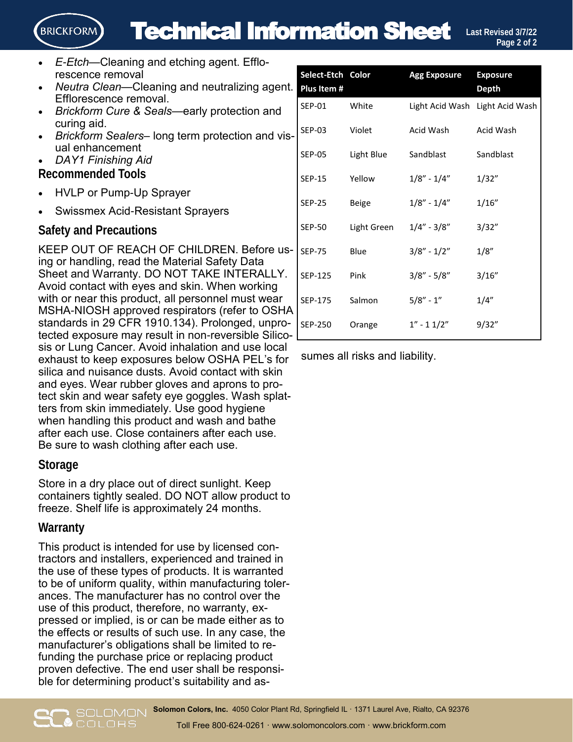- *E-Etch*—Cleaning and etching agent. Efflorescence removal
- *Neutra Clean*—Cleaning and neutralizing agent. Efflorescence removal.
- *Brickform Cure & Seals*—early protection and curing aid.
- *Brickform Sealers*– long term protection and visual enhancement
- *DAY1 Finishing Aid*

## Recommended Tools

- HVLP or Pump-Up Sprayer
- Swissmex Acid-Resistant Sprayers

## Safety and Precautions

KEEP OUT OF REACH OF CHILDREN. Before using or handling, read the Material Safety Data Sheet and Warranty. DO NOT TAKE INTERALLY. Avoid contact with eyes and skin. When working with or near this product, all personnel must wear MSHA-NIOSH approved respirators (refer to OSHA standards in 29 CFR 1910.134). Prolonged, unprotected exposure may result in non-reversible Silicosis or Lung Cancer. Avoid inhalation and use local exhaust to keep exposures below OSHA PEL's for silica and nuisance dusts. Avoid contact with skin and eyes. Wear rubber gloves and aprons to protect skin and wear safety eye goggles. Wash splatters from skin immediately. Use good hygiene when handling this product and wash and bathe after each use. Close containers after each use. Be sure to wash clothing after each use.

## Storage

Store in a dry place out of direct sunlight. Keep containers tightly sealed. DO NOT allow product to freeze. Shelf life is approximately 24 months.

## Warranty

This product is intended for use by licensed contractors and installers, experienced and trained in the use of these types of products. It is warranted to be of uniform quality, within manufacturing tolerances. The manufacturer has no control over the use of this product, therefore, no warranty, expressed or implied, is or can be made either as to the effects or results of such use. In any case, the manufacturer's obligations shall be limited to refunding the purchase price or replacing product proven defective. The end user shall be responsible for determining product's suitability and assumes all risks and liability.

| Select-Etch Plus Item # | Color | Agg Exposure | Exposure Depth |
|---|---|---|---|
| SEP-01 | White | Light Acid Wash | Light Acid Wash |
| SEP-03 | Violet | Acid Wash | Acid Wash |
| SEP-05 | Light Blue | Sandblast | Sandblast |
| SEP-15 | Yellow | 1/8" - 1/4" | 1/32" |
| SEP-25 | Beige | 1/8" - 1/4" | 1/16" |
| SEP-50 | Light Green | 1/4" - 3/8" | 3/32" |
| SEP-75 | Blue | 3/8" - 1/2" | 1/8" |
| SEP-125 | Pink | 3/8" - 5/8" | 3/16" |
| SEP-175 | Salmon | 5/8" - 1" | 1/4" |
| SEP-250 | Orange | 1" - 1 1/2" | 9/32" |

**Solomon Colors, Inc.** 4050 Color Plant Rd, Springfield IL · 1371 Laurel Ave, Rialto, CA 92376
Toll Free 800-624-0261 · www.solomoncolors.com · www.brickform.com